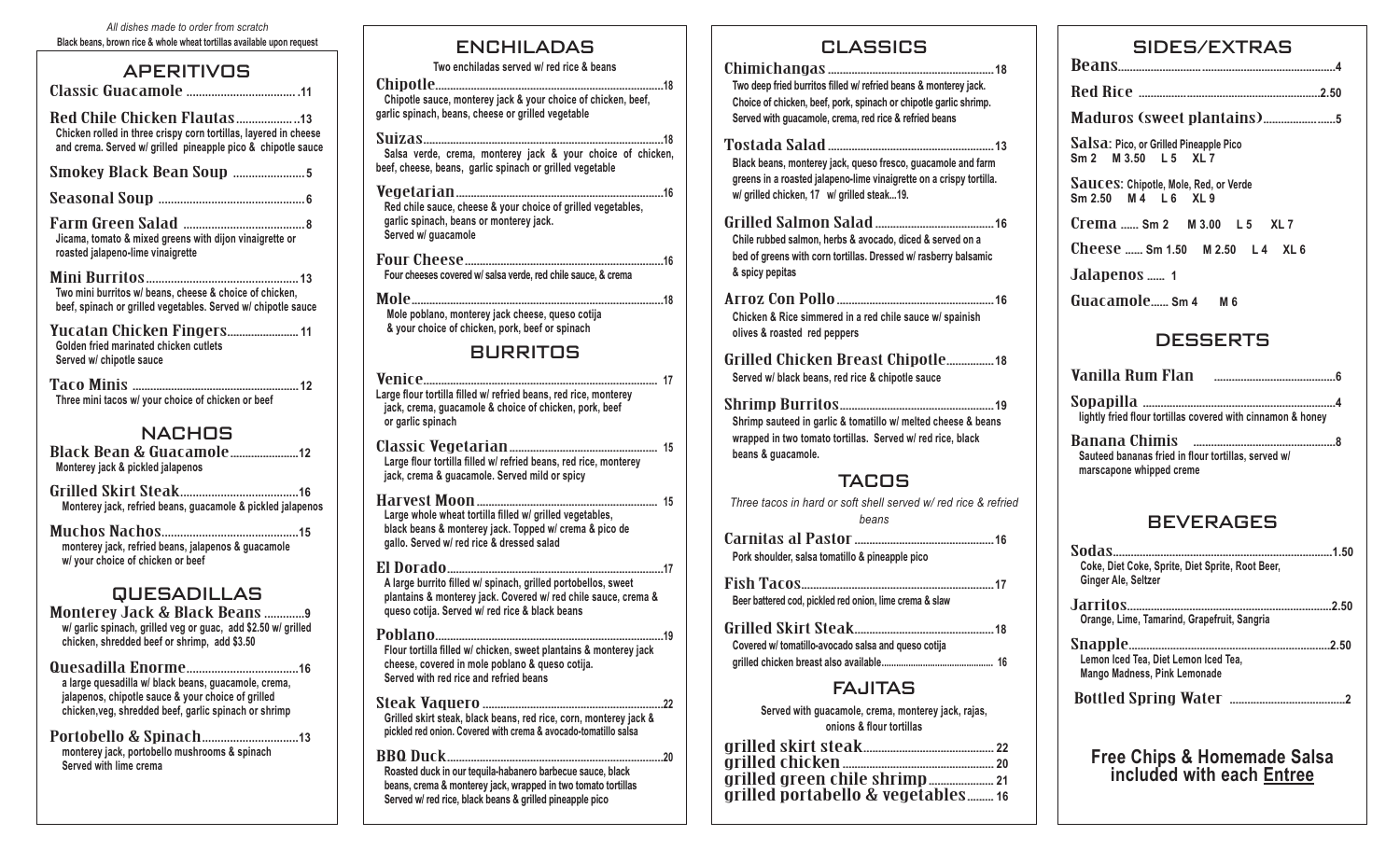*All dishes made to order from scratch*

**Black beans, brown rice & whole wheat tortillas available upon request**

## APERITIVOS

**Classic Guacamole** .... 11

**Red Chile Chicken Flautas** .... 13
Chicken rolled in three crispy corn tortillas, layered in cheese and crema. Served w/ grilled pineapple pico & chipotle sauce

**Smokey Black Bean Soup** .... 5

**Seasonal Soup** .... 6

**Farm Green Salad** .... 8
Jicama, tomato & mixed greens with dijon vinaigrette or roasted jalapeno-lime vinaigrette

**Mini Burritos** .... 13
Two mini burritos w/ beans, cheese & choice of chicken, beef, spinach or grilled vegetables. Served w/ chipotle sauce

**Yucatan Chicken Fingers** .... 11
Golden fried marinated chicken cutlets
Served w/ chipotle sauce

**Taco Minis** .... 12
Three mini tacos w/ your choice of chicken or beef

## NACHOS

**Black Bean & Guacamole** .... 12
Monterey jack & pickled jalapenos

**Grilled Skirt Steak** .... 16
Monterey jack, refried beans, guacamole & pickled jalapenos

**Muchos Nachos** .... 15
monterey jack, refried beans, jalapenos & guacamole w/ your choice of chicken or beef

## QUESADILLAS

**Monterey Jack & Black Beans** .... 9
w/ garlic spinach, grilled veg or guac, add $2.50 w/ grilled chicken, shredded beef or shrimp, add $3.50

**Quesadilla Enorme** .... 16
a large quesadilla w/ black beans, guacamole, crema, jalapenos, chipotle sauce & your choice of grilled chicken,veg, shredded beef, garlic spinach or shrimp

**Portobello & Spinach** .... 13
monterey jack, portobello mushrooms & spinach
Served with lime crema

## ENCHILADAS

Two enchiladas served w/ red rice & beans

**Chipotle** .... 18
Chipotle sauce, monterey jack & your choice of chicken, beef, garlic spinach, beans, cheese or grilled vegetable

**Suizas** .... 18
Salsa verde, crema, monterey jack & your choice of chicken, beef, cheese, beans, garlic spinach or grilled vegetable

**Vegetarian** .... 16
Red chile sauce, cheese & your choice of grilled vegetables, garlic spinach, beans or monterey jack.
Served w/ guacamole

**Four Cheese** .... 16
Four cheeses covered w/ salsa verde, red chile sauce, & crema

**Mole** .... 18
Mole poblano, monterey jack cheese, queso cotija & your choice of chicken, pork, beef or spinach

## BURRITOS

**Venice** .... 17
Large flour tortilla filled w/ refried beans, red rice, monterey jack, crema, guacamole & choice of chicken, pork, beef or garlic spinach

**Classic Vegetarian** .... 15
Large flour tortilla filled w/ refried beans, red rice, monterey jack, crema & guacamole. Served mild or spicy

**Harvest Moon** .... 15
Large whole wheat tortilla filled w/ grilled vegetables, black beans & monterey jack. Topped w/ crema & pico de gallo. Served w/ red rice & dressed salad

**El Dorado** .... 17
A large burrito filled w/ spinach, grilled portobellos, sweet plantains & monterey jack. Covered w/ red chile sauce, crema & queso cotija. Served w/ red rice & black beans

**Poblano** .... 19
Flour tortilla filled w/ chicken, sweet plantains & monterey jack cheese, covered in mole poblano & queso cotija.
Served with red rice and refried beans

**Steak Vaquero** .... 22
Grilled skirt steak, black beans, red rice, corn, monterey jack & pickled red onion. Covered with crema & avocado-tomatillo salsa

**BBQ Duck** .... 20
Roasted duck in our tequila-habanero barbecue sauce, black beans, crema & monterey jack, wrapped in two tomato tortillas
Served w/ red rice, black beans & grilled pineapple pico

## CLASSICS

**Chimichangas** .... 18
Two deep fried burritos filled w/ refried beans & monterey jack. Choice of chicken, beef, pork, spinach or chipotle garlic shrimp. Served with guacamole, crema, red rice & refried beans

**Tostada Salad** .... 13
Black beans, monterey jack, queso fresco, guacamole and farm greens in a roasted jalapeno-lime vinaigrette on a crispy tortilla. w/ grilled chicken, 17 w/ grilled steak...19.

**Grilled Salmon Salad** .... 16
Chile rubbed salmon, herbs & avocado, diced & served on a bed of greens with corn tortillas. Dressed w/ rasberry balsamic & spicy pepitas

**Arroz Con Pollo** .... 16
Chicken & Rice simmered in a red chile sauce w/ spainish olives & roasted red peppers

**Grilled Chicken Breast Chipotle** .... 18
Served w/ black beans, red rice & chipotle sauce

**Shrimp Burritos** .... 19
Shrimp sauteed in garlic & tomatillo w/ melted cheese & beans wrapped in two tomato tortillas. Served w/ red rice, black beans & guacamole.

## TACOS

*Three tacos in hard or soft shell served w/ red rice & refried beans*

**Carnitas al Pastor** .... 16
Pork shoulder, salsa tomatillo & pineapple pico

**Fish Tacos** .... 17
Beer battered cod, pickled red onion, lime crema & slaw

**Grilled Skirt Steak** .... 18
Covered w/ tomatillo-avocado salsa and queso cotija
grilled chicken breast also available .... 16

## FAJITAS

Served with guacamole, crema, monterey jack, rajas, onions & flour tortillas

**grilled skirt steak** .... 22
**grilled chicken** .... 20
**grilled green chile shrimp** .... 21
**grilled portabello & vegetables** .... 16

## SIDES/EXTRAS

**Beans** .... 4

**Red Rice** .... 2.50

**Maduros (sweet plantains)** .... 5

**Salsa**: Pico, or Grilled Pineapple Pico
Sm 2 M 3.50 L 5 XL 7

**Sauces**: Chipotle, Mole, Red, or Verde
Sm 2.50 M 4 L 6 XL 9

**Crema** .... Sm 2 M 3.00 L 5 XL 7

**Cheese** .... Sm 1.50 M 2.50 L 4 XL 6

**Jalapenos** .... 1

**Guacamole** .... Sm 4 M 6

## DESSERTS

**Vanilla Rum Flan** .... 6

**Sopapilla** .... 4
lightly fried flour tortillas covered with cinnamon & honey

**Banana Chimis** .... 8
Sauteed bananas fried in flour tortillas, served w/ marscapone whipped creme

## BEVERAGES

**Sodas** .... 1.50
Coke, Diet Coke, Sprite, Diet Sprite, Root Beer, Ginger Ale, Seltzer

**Jarritos** .... 2.50
Orange, Lime, Tamarind, Grapefruit, Sangria

**Snapple** .... 2.50
Lemon Iced Tea, Diet Lemon Iced Tea, Mango Madness, Pink Lemonade

**Bottled Spring Water** .... 2

**Free Chips & Homemade Salsa included with each Entree**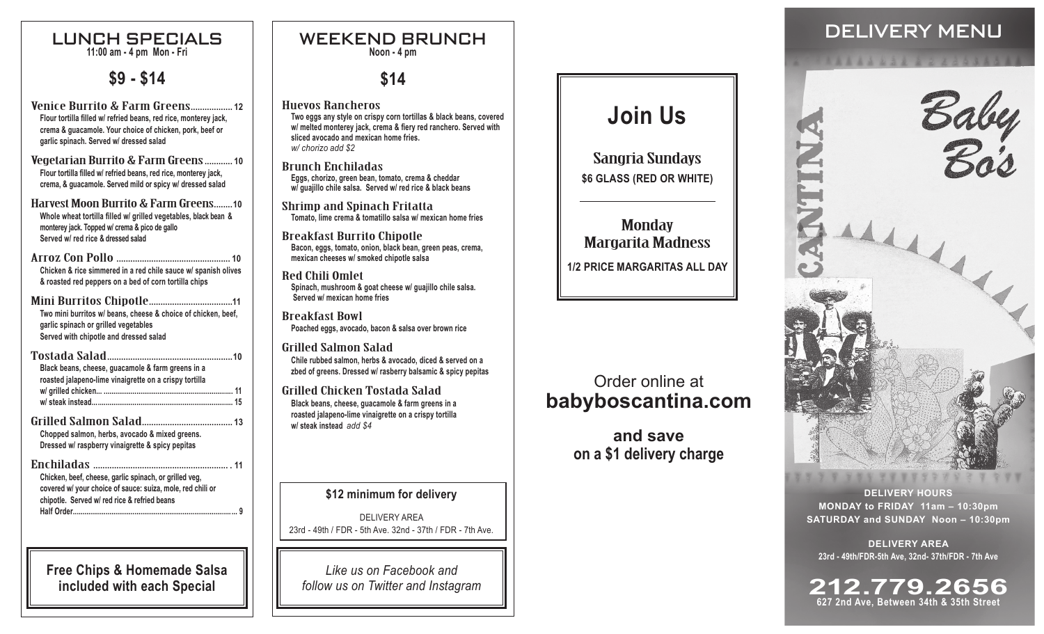## LUNCH SPECIALS

**11:00 am - 4 pm Mon - Fri**

### $9 - $14

**Venice Burrito & Farm Greens** .................. 12
Flour tortilla filled w/ refried beans, red rice, monterey jack, crema & guacamole. Your choice of chicken, pork, beef or garlic spinach. Served w/ dressed salad

**Vegetarian Burrito & Farm Greens** ............ 10
Flour tortilla filled w/ refried beans, red rice, monterey jack, crema, & guacamole. Served mild or spicy w/ dressed salad

**Harvest Moon Burrito & Farm Greens** ........ 10
Whole wheat tortilla filled w/ grilled vegetables, black bean & monterey jack. Topped w/ crema & pico de gallo
Served w/ red rice & dressed salad

**Arroz Con Pollo** ................................................ 10
Chicken & rice simmered in a red chile sauce w/ spanish olives & roasted red peppers on a bed of corn tortilla chips

**Mini Burritos Chipotle** .................................... 11
Two mini burritos w/ beans, cheese & choice of chicken, beef, garlic spinach or grilled vegetables
Served with chipotle and dressed salad

**Tostada Salad** .................................................... 10
Black beans, cheese, guacamole & farm greens in a roasted jalapeno-lime vinaigrette on a crispy tortilla
w/ grilled chicken... .................................................. 11
w/ steak instead...................................................... 15

**Grilled Salmon Salad** ...................................... 13
Chopped salmon, herbs, avocado & mixed greens.
Dressed w/ raspberry vinaigrette & spicy pepitas

**Enchiladas** ......................................................... 11
Chicken, beef, cheese, garlic spinach, or grilled veg, covered w/ your choice of sauce: suiza, mole, red chili or chipotle. Served w/ red rice & refried beans
Half Order.................................................................. 9

**Free Chips & Homemade Salsa included with each Special**

## WEEKEND BRUNCH

**Noon - 4 pm**

### $14

**Huevos Rancheros**
Two eggs any style on crispy corn tortillas & black beans, covered w/ melted monterey jack, crema & fiery red ranchero. Served with sliced avocado and mexican home fries.
*w/ chorizo add $2*

**Brunch Enchiladas**
Eggs, chorizo, green bean, tomato, crema & cheddar w/ guajillo chile salsa. Served w/ red rice & black beans

**Shrimp and Spinach Fritatta**
Tomato, lime crema & tomatillo salsa w/ mexican home fries

**Breakfast Burrito Chipotle**
Bacon, eggs, tomato, onion, black bean, green peas, crema, mexican cheeses w/ smoked chipotle salsa

**Red Chili Omlet**
Spinach, mushroom & goat cheese w/ guajillo chile salsa.
Served w/ mexican home fries

**Breakfast Bowl**
Poached eggs, avocado, bacon & salsa over brown rice

**Grilled Salmon Salad**
Chile rubbed salmon, herbs & avocado, diced & served on a zbed of greens. Dressed w/ rasberry balsamic & spicy pepitas

**Grilled Chicken Tostada Salad**
Black beans, cheese, guacamole & farm greens in a roasted jalapeno-lime vinaigrette on a crispy tortilla
w/ steak instead *add $4*

**$12 minimum for delivery**

DELIVERY AREA
23rd - 49th / FDR - 5th Ave. 32nd - 37th / FDR - 7th Ave.

*Like us on Facebook and follow us on Twitter and Instagram*

## Join Us

**Sangria Sundays**
**$6 GLASS (RED OR WHITE)**

**Monday Margarita Madness**
**1/2 PRICE MARGARITAS ALL DAY**

Order online at
**babyboscantina.com**

**and save on a $1 delivery charge**

## DELIVERY MENU

# Baby Bo's CANTINA

**DELIVERY HOURS**
**MONDAY to FRIDAY 11am – 10:30pm**
**SATURDAY and SUNDAY Noon – 10:30pm**

**DELIVERY AREA**
**23rd - 49th/FDR-5th Ave, 32nd- 37th/FDR - 7th Ave**

**212.779.2656**
**627 2nd Ave, Between 34th & 35th Street**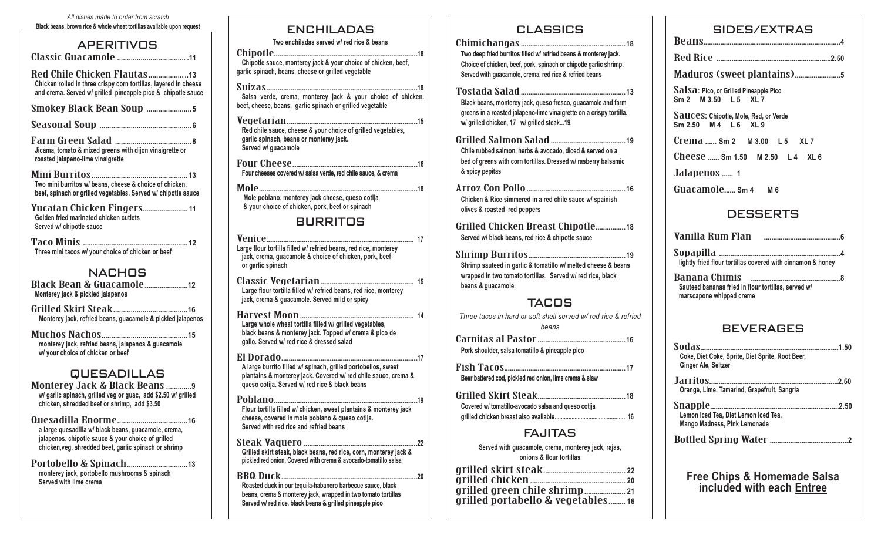*All dishes made to order from scratch*
**Black beans, brown rice & whole wheat tortillas available upon request**

## APERITIVOS

**Classic Guacamole** .......... 11

**Red Chile Chicken Flautas** .......... 13
Chicken rolled in three crispy corn tortillas, layered in cheese and crema. Served w/ grilled pineapple pico & chipotle sauce

**Smokey Black Bean Soup** .......... 5

**Seasonal Soup** .......... 6

**Farm Green Salad** .......... 8
Jicama, tomato & mixed greens with dijon vinaigrette or roasted jalapeno-lime vinaigrette

**Mini Burritos** .......... 13
Two mini burritos w/ beans, cheese & choice of chicken, beef, spinach or grilled vegetables. Served w/ chipotle sauce

**Yucatan Chicken Fingers** .......... 11
Golden fried marinated chicken cutlets
Served w/ chipotle sauce

**Taco Minis** .......... 12
Three mini tacos w/ your choice of chicken or beef

## NACHOS

**Black Bean & Guacamole** .......... 12
Monterey jack & pickled jalapenos

**Grilled Skirt Steak** .......... 16
Monterey jack, refried beans, guacamole & pickled jalapenos

**Muchos Nachos** .......... 15
monterey jack, refried beans, jalapenos & guacamole w/ your choice of chicken or beef

## QUESADILLAS

**Monterey Jack & Black Beans** .......... 9
w/ garlic spinach, grilled veg or guac, add $2.50 w/ grilled chicken, shredded beef or shrimp, add $3.50

**Quesadilla Enorme** .......... 16
a large quesadilla w/ black beans, guacamole, crema, jalapenos, chipotle sauce & your choice of grilled chicken,veg, shredded beef, garlic spinach or shrimp

**Portobello & Spinach** .......... 13
monterey jack, portobello mushrooms & spinach
Served with lime crema

## ENCHILADAS

Two enchiladas served w/ red rice & beans

**Chipotle** .......... 18
Chipotle sauce, monterey jack & your choice of chicken, beef, garlic spinach, beans, cheese or grilled vegetable

**Suizas** .......... 18
Salsa verde, crema, monterey jack & your choice of chicken, beef, cheese, beans, garlic spinach or grilled vegetable

**Vegetarian** .......... 15
Red chile sauce, cheese & your choice of grilled vegetables, garlic spinach, beans or monterey jack.
Served w/ guacamole

**Four Cheese** .......... 16
Four cheeses covered w/ salsa verde, red chile sauce, & crema

**Mole** .......... 18
Mole poblano, monterey jack cheese, queso cotija & your choice of chicken, pork, beef or spinach

## BURRITOS

**Venice** .......... 17
Large flour tortilla filled w/ refried beans, red rice, monterey jack, crema, guacamole & choice of chicken, pork, beef or garlic spinach

**Classic Vegetarian** .......... 15
Large flour tortilla filled w/ refried beans, red rice, monterey jack, crema & guacamole. Served mild or spicy

**Harvest Moon** .......... 14
Large whole wheat tortilla filled w/ grilled vegetables, black beans & monterey jack. Topped w/ crema & pico de gallo. Served w/ red rice & dressed salad

**El Dorado** .......... 17
A large burrito filled w/ spinach, grilled portobellos, sweet plantains & monterey jack. Covered w/ red chile sauce, crema & queso cotija. Served w/ red rice & black beans

**Poblano** .......... 19
Flour tortilla filled w/ chicken, sweet plantains & monterey jack cheese, covered in mole poblano & queso cotija.
Served with red rice and refried beans

**Steak Vaquero** .......... 22
Grilled skirt steak, black beans, red rice, corn, monterey jack & pickled red onion. Covered with crema & avocado-tomatillo salsa

**BBQ Duck** .......... 20
Roasted duck in our tequila-habanero barbecue sauce, black beans, crema & monterey jack, wrapped in two tomato tortillas
Served w/ red rice, black beans & grilled pineapple pico

## CLASSICS

**Chimichangas** .......... 18
Two deep fried burritos filled w/ refried beans & monterey jack. Choice of chicken, beef, pork, spinach or chipotle garlic shrimp. Served with guacamole, crema, red rice & refried beans

**Tostada Salad** .......... 13
Black beans, monterey jack, queso fresco, guacamole and farm greens in a roasted jalapeno-lime vinaigrette on a crispy tortilla. w/ grilled chicken, 17 w/ grilled steak...19.

**Grilled Salmon Salad** .......... 19
Chile rubbed salmon, herbs & avocado, diced & served on a bed of greens with corn tortillas. Dressed w/ rasberry balsamic & spicy pepitas

**Arroz Con Pollo** .......... 16
Chicken & Rice simmered in a red chile sauce w/ spainish olives & roasted red peppers

**Grilled Chicken Breast Chipotle** .......... 18
Served w/ black beans, red rice & chipotle sauce

**Shrimp Burritos** .......... 19
Shrimp sauteed in garlic & tomatillo w/ melted cheese & beans wrapped in two tomato tortillas. Served w/ red rice, black beans & guacamole.

## TACOS

*Three tacos in hard or soft shell served w/ red rice & refried beans*

**Carnitas al Pastor** .......... 16
Pork shoulder, salsa tomatillo & pineapple pico

**Fish Tacos** .......... 17
Beer battered cod, pickled red onion, lime crema & slaw

**Grilled Skirt Steak** .......... 18
Covered w/ tomatillo-avocado salsa and queso cotija
grilled chicken breast also available .......... 16

## FAJITAS

Served with guacamole, crema, monterey jack, rajas, onions & flour tortillas

**grilled skirt steak** .......... 22
**grilled chicken** .......... 20
**grilled green chile shrimp** .......... 21
**grilled portabello & vegetables** .......... 16

## SIDES/EXTRAS

**Beans** .......... 4

**Red Rice** .......... 2.50

**Maduros (sweet plantains)** .......... 5

**Salsa**: Pico, or Grilled Pineapple Pico
Sm 2 M 3.50 L 5 XL 7

**Sauces**: Chipotle, Mole, Red, or Verde
Sm 2.50 M 4 L 6 XL 9

**Crema** ...... Sm 2 M 3.00 L 5 XL 7

**Cheese** ...... Sm 1.50 M 2.50 L 4 XL 6

**Jalapenos** ...... 1

**Guacamole** ...... Sm 4 M 6

## DESSERTS

**Vanilla Rum Flan** .......... 6

**Sopapilla** .......... 4
lightly fried flour tortillas covered with cinnamon & honey

**Banana Chimis** .......... 8
Sauteed bananas fried in flour tortillas, served w/ marscapone whipped creme

## BEVERAGES

**Sodas** .......... 1.50
Coke, Diet Coke, Sprite, Diet Sprite, Root Beer, Ginger Ale, Seltzer

**Jarritos** .......... 2.50
Orange, Lime, Tamarind, Grapefruit, Sangria

**Snapple** .......... 2.50
Lemon Iced Tea, Diet Lemon Iced Tea, Mango Madness, Pink Lemonade

**Bottled Spring Water** .......... 2

**Free Chips & Homemade Salsa included with each Entree**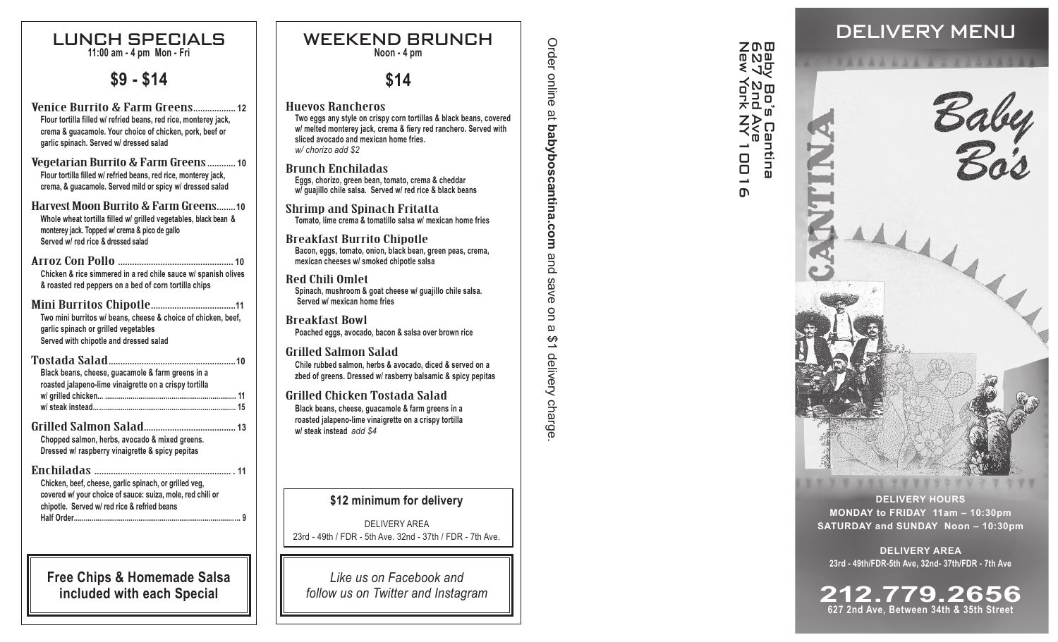## LUNCH SPECIALS
**11:00 am - 4 pm Mon - Fri**

### $9 - $14

**Venice Burrito & Farm Greens** .................. 12
Flour tortilla filled w/ refried beans, red rice, monterey jack, crema & guacamole. Your choice of chicken, pork, beef or garlic spinach. Served w/ dressed salad

**Vegetarian Burrito & Farm Greens** ............ 10
Flour tortilla filled w/ refried beans, red rice, monterey jack, crema, & guacamole. Served mild or spicy w/ dressed salad

**Harvest Moon Burrito & Farm Greens** ........ 10
Whole wheat tortilla filled w/ grilled vegetables, black bean & monterey jack. Topped w/ crema & pico de gallo
Served w/ red rice & dressed salad

**Arroz Con Pollo** ................................................ 10
Chicken & rice simmered in a red chile sauce w/ spanish olives & roasted red peppers on a bed of corn tortilla chips

**Mini Burritos Chipotle** ....................................11
Two mini burritos w/ beans, cheese & choice of chicken, beef, garlic spinach or grilled vegetables
Served with chipotle and dressed salad

**Tostada Salad** ......................................................10
Black beans, cheese, guacamole & farm greens in a roasted jalapeno-lime vinaigrette on a crispy tortilla
w/ grilled chicken... ................................................... 11
w/ steak instead......................................................... 15

**Grilled Salmon Salad** ...................................... 13
Chopped salmon, herbs, avocado & mixed greens.
Dressed w/ raspberry vinaigrette & spicy pepitas

**Enchiladas** .......................................................... 11
Chicken, beef, cheese, garlic spinach, or grilled veg, covered w/ your choice of sauce: suiza, mole, red chili or chipotle. Served w/ red rice & refried beans
Half Order.................................................................... 9

**Free Chips & Homemade Salsa included with each Special**

## WEEKEND BRUNCH
**Noon - 4 pm**

### $14

**Huevos Rancheros**
Two eggs any style on crispy corn tortillas & black beans, covered w/ melted monterey jack, crema & fiery red ranchero. Served with sliced avocado and mexican home fries.
*w/ chorizo add $2*

**Brunch Enchiladas**
Eggs, chorizo, green bean, tomato, crema & cheddar w/ guajillo chile salsa. Served w/ red rice & black beans

**Shrimp and Spinach Fritatta**
Tomato, lime crema & tomatillo salsa w/ mexican home fries

**Breakfast Burrito Chipotle**
Bacon, eggs, tomato, onion, black bean, green peas, crema, mexican cheeses w/ smoked chipotle salsa

**Red Chili Omlet**
Spinach, mushroom & goat cheese w/ guajillo chile salsa.
Served w/ mexican home fries

**Breakfast Bowl**
Poached eggs, avocado, bacon & salsa over brown rice

**Grilled Salmon Salad**
Chile rubbed salmon, herbs & avocado, diced & served on a zbed of greens. Dressed w/ rasberry balsamic & spicy pepitas

**Grilled Chicken Tostada Salad**
Black beans, cheese, guacamole & farm greens in a roasted jalapeno-lime vinaigrette on a crispy tortilla
w/ steak instead *add $4*

**$12 minimum for delivery**

DELIVERY AREA
23rd - 49th / FDR - 5th Ave. 32nd - 37th / FDR - 7th Ave.

*Like us on Facebook and follow us on Twitter and Instagram*

Order online at **babyboscantina.com** and save on a $1 delivery charge.

Baby Bo's Cantina
627 2nd Ave
New York NY 10016

## DELIVERY MENU

Baby Bo's
CANTINA

**DELIVERY HOURS**
**MONDAY to FRIDAY 11am – 10:30pm**
**SATURDAY and SUNDAY Noon – 10:30pm**

**DELIVERY AREA**
**23rd - 49th/FDR-5th Ave, 32nd- 37th/FDR - 7th Ave**

**212.779.2656**
**627 2nd Ave, Between 34th & 35th Street**